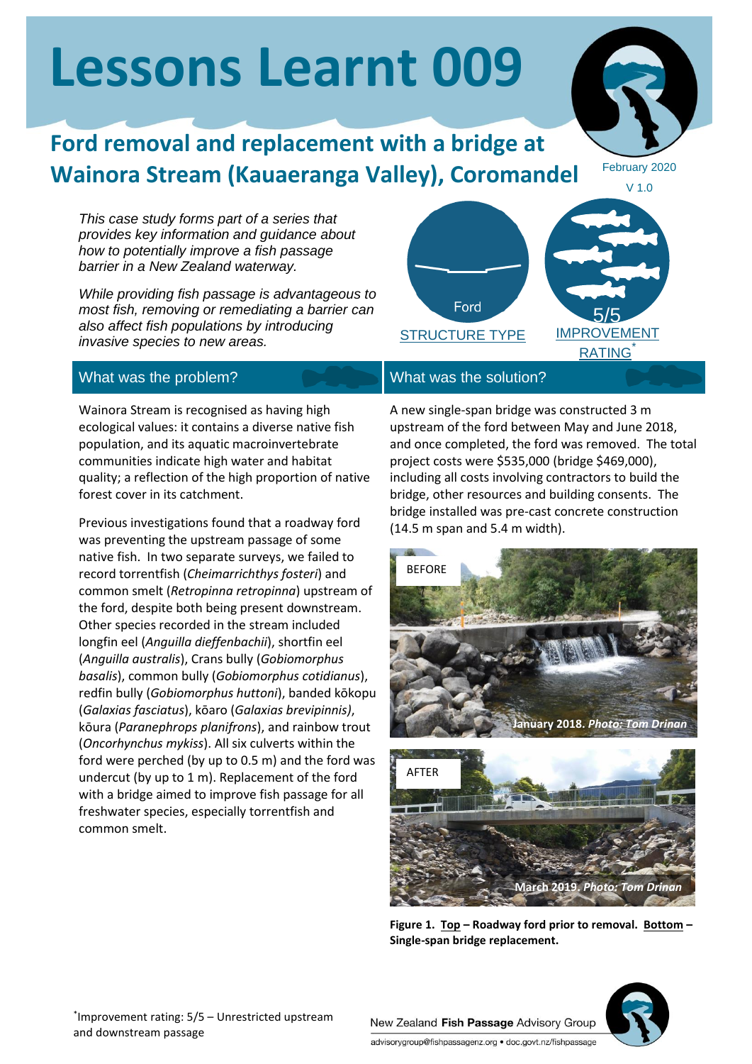# Lessons Learnt 009

## Ford removal and replacement with a bridge at Wainora Stream (Kauaeranga Valley), Coromandel

February 2020

V 1.0

*This case study forms part of a series that provides key information and guidance about how to potentially improve a fish passage barrier in a New Zealand waterway.*

*While providing fish passage is advantageous to most fish, removing or remediating a barrier can also affect fish populations by introducing invasive species to new areas.*

Ford

STRUCTURE TYPE

5/5

IMPROVEMENT RATING*

### What was the problem?

Wainora Stream is recognised as having high ecological values: it contains a diverse native fish population, and its aquatic macroinvertebrate communities indicate high water and habitat quality; a reflection of the high proportion of native forest cover in its catchment.

Previous investigations found that a roadway ford was preventing the upstream passage of some native fish. In two separate surveys, we failed to record torrentfish (*Cheimarrichthys fosteri*) and common smelt (*Retropinna retropinna*) upstream of the ford, despite both being present downstream. Other species recorded in the stream included longfin eel (*Anguilla dieffenbachii*), shortfin eel (*Anguilla australis*), Crans bully (*Gobiomorphus basalis*), common bully (*Gobiomorphus cotidianus*), redfin bully (*Gobiomorphus huttoni*), banded kōkopu (*Galaxias fasciatus*), kōaro (*Galaxias brevipinnis)*, kōura (*Paranephrops planifrons*), and rainbow trout (*Oncorhynchus mykiss*). All six culverts within the ford were perched (by up to 0.5 m) and the ford was undercut (by up to 1 m). Replacement of the ford with a bridge aimed to improve fish passage for all freshwater species, especially torrentfish and common smelt.

### What was the solution?

A new single-span bridge was constructed 3 m upstream of the ford between May and June 2018, and once completed, the ford was removed. The total project costs were $535,000 (bridge $469,000), including all costs involving contractors to build the bridge, other resources and building consents. The bridge installed was pre-cast concrete construction (14.5 m span and 5.4 m width).

BEFORE

**January 2018.** ***Photo: Tom Drinan***

AFTER

**March 2019.** ***Photo: Tom Drinan***

**Figure 1. Top – Roadway ford prior to removal. Bottom – Single-span bridge replacement.**

*Improvement rating: 5/5 – Unrestricted upstream and downstream passage

New Zealand **Fish Passage** Advisory Group

advisorygroup@fishpassagenz.org • doc.govt.nz/fishpassage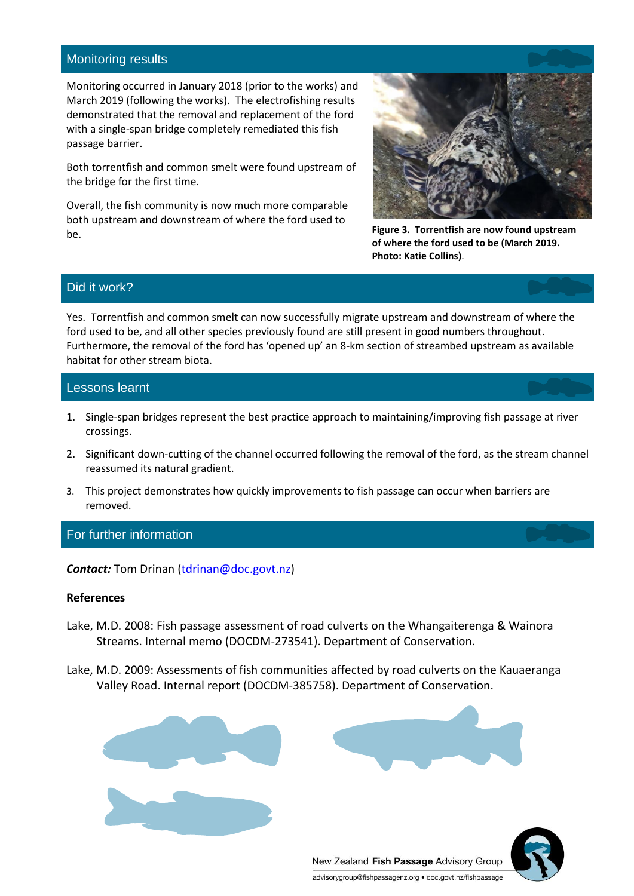## Monitoring results

Monitoring occurred in January 2018 (prior to the works) and March 2019 (following the works). The electrofishing results demonstrated that the removal and replacement of the ford with a single-span bridge completely remediated this fish passage barrier.

Both torrentfish and common smelt were found upstream of the bridge for the first time.

Overall, the fish community is now much more comparable both upstream and downstream of where the ford used to be.

**Figure 3. Torrentfish are now found upstream of where the ford used to be (March 2019. Photo: Katie Collins)**.

## Did it work?

Yes. Torrentfish and common smelt can now successfully migrate upstream and downstream of where the ford used to be, and all other species previously found are still present in good numbers throughout. Furthermore, the removal of the ford has 'opened up' an 8-km section of streambed upstream as available habitat for other stream biota.

## Lessons learnt

1. Single-span bridges represent the best practice approach to maintaining/improving fish passage at river crossings.
2. Significant down-cutting of the channel occurred following the removal of the ford, as the stream channel reassumed its natural gradient.
3. This project demonstrates how quickly improvements to fish passage can occur when barriers are removed.

## For further information

***Contact:*** Tom Drinan (tdrinan@doc.govt.nz)

**References**

Lake, M.D. 2008: Fish passage assessment of road culverts on the Whangaiterenga & Wainora Streams. Internal memo (DOCDM-273541). Department of Conservation.

Lake, M.D. 2009: Assessments of fish communities affected by road culverts on the Kauaeranga Valley Road. Internal report (DOCDM-385758). Department of Conservation.

New Zealand **Fish Passage** Advisory Group

advisorygroup@fishpassagenz.org • doc.govt.nz/fishpassage